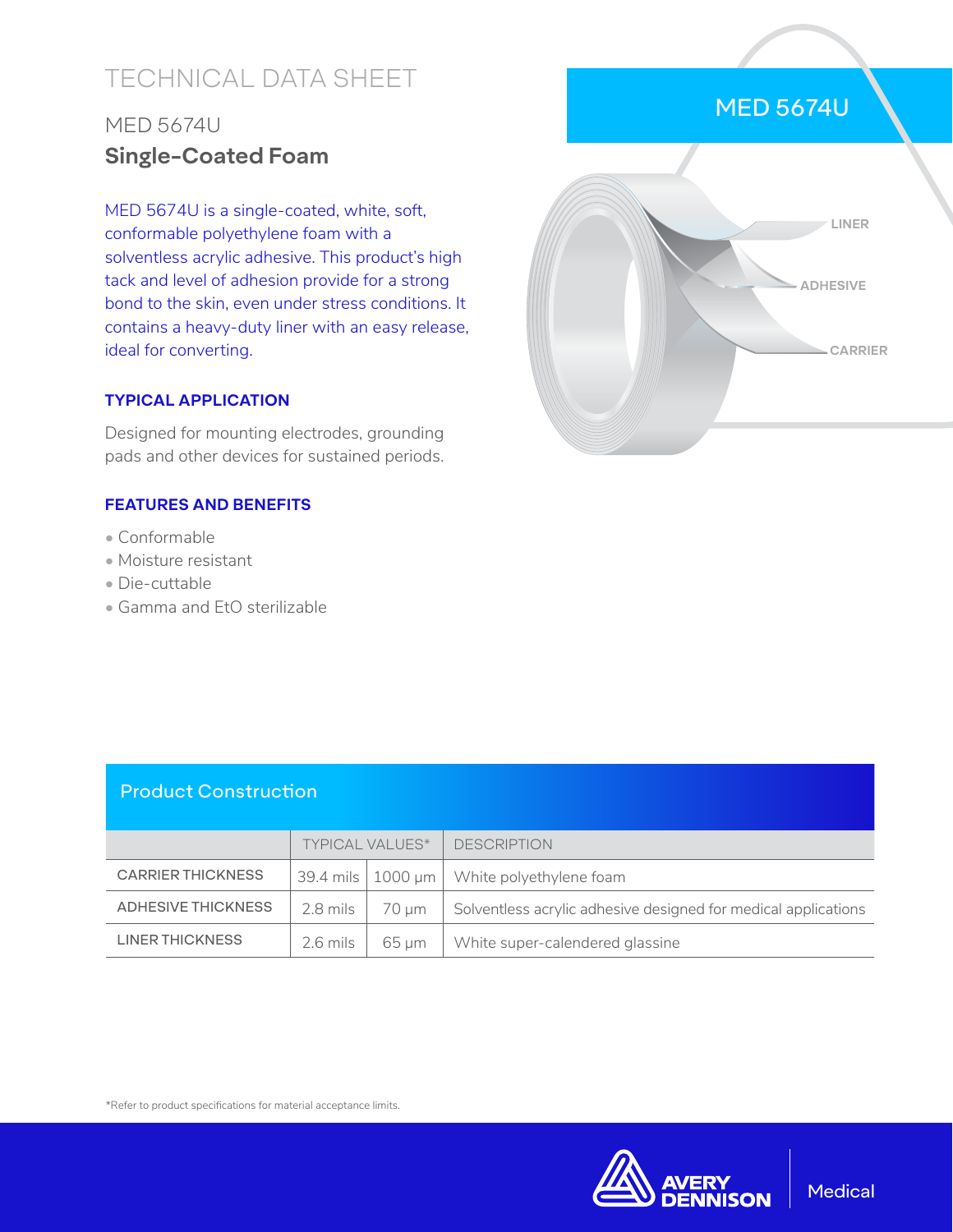# TECHNICAL DATA SHEET

## MED 5674U

## **Single-Coated Foam**

MED 5674U is a single-coated, white, soft, conformable polyethylene foam with a solventless acrylic adhesive. This product's high tack and level of adhesion provide for a strong bond to the skin, even under stress conditions. It contains a heavy-duty liner with an easy release, ideal for converting.

### TYPICAL APPLICATION

Designed for mounting electrodes, grounding pads and other devices for sustained periods.

### FEATURES AND BENEFITS

- Conformable
- Moisture resistant
- Die-cuttable
- Gamma and EtO sterilizable

MED 5674U

LINER

ADHESIVE

CARRIER

### Product Construction

| | TYPICAL VALUES* | | DESCRIPTION |
|---|---|---|---|
| CARRIER THICKNESS | 39.4 mils | 1000 µm | White polyethylene foam |
| ADHESIVE THICKNESS | 2.8 mils | 70 µm | Solventless acrylic adhesive designed for medical applications |
| LINER THICKNESS | 2.6 mils | 65 µm | White super-calendered glassine |

*Refer to product specifications for material acceptance limits.

AVERY DENNISON | Medical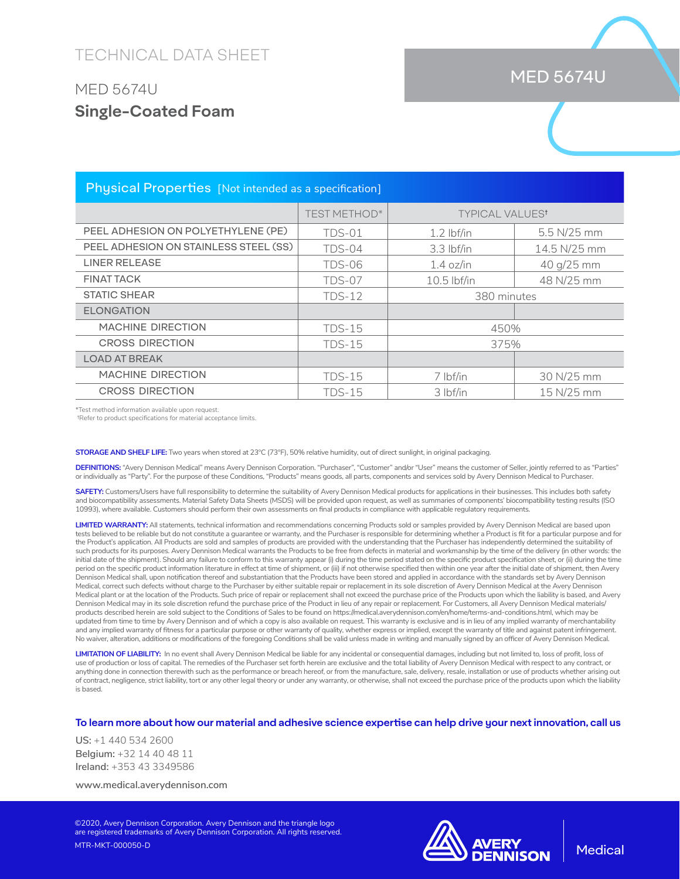# TECHNICAL DATA SHEET

MED 5674U

## Single-Coated Foam

MED 5674U

### Physical Properties [Not intended as a specification]

| | TEST METHOD* | TYPICAL VALUES† | |
|---|---|---|---|
| PEEL ADHESION ON POLYETHYLENE (PE) | TDS-01 | 1.2 lbf/in | 5.5 N/25 mm |
| PEEL ADHESION ON STAINLESS STEEL (SS) | TDS-04 | 3.3 lbf/in | 14.5 N/25 mm |
| LINER RELEASE | TDS-06 | 1.4 oz/in | 40 g/25 mm |
| FINAT TACK | TDS-07 | 10.5 lbf/in | 48 N/25 mm |
| STATIC SHEAR | TDS-12 | 380 minutes | |
| ELONGATION | | | |
| MACHINE DIRECTION | TDS-15 | 450% | |
| CROSS DIRECTION | TDS-15 | 375% | |
| LOAD AT BREAK | | | |
| MACHINE DIRECTION | TDS-15 | 7 lbf/in | 30 N/25 mm |
| CROSS DIRECTION | TDS-15 | 3 lbf/in | 15 N/25 mm |

*Test method information available upon request.
†Refer to product specifications for material acceptance limits.

**STORAGE AND SHELF LIFE:** Two years when stored at 23°C (73°F), 50% relative humidity, out of direct sunlight, in original packaging.

**DEFINITIONS:** "Avery Dennison Medical" means Avery Dennison Corporation. "Purchaser", "Customer" and/or "User" means the customer of Seller, jointly referred to as "Parties" or individually as "Party". For the purpose of these Conditions, "Products" means goods, all parts, components and services sold by Avery Dennison Medical to Purchaser.

**SAFETY:** Customers/Users have full responsibility to determine the suitability of Avery Dennison Medical products for applications in their businesses. This includes both safety and biocompatibility assessments. Material Safety Data Sheets (MSDS) will be provided upon request, as well as summaries of components' biocompatibility testing results (ISO 10993), where available. Customers should perform their own assessments on final products in compliance with applicable regulatory requirements.

**LIMITED WARRANTY:** All statements, technical information and recommendations concerning Products sold or samples provided by Avery Dennison Medical are based upon tests believed to be reliable but do not constitute a guarantee or warranty, and the Purchaser is responsible for determining whether a Product is fit for a particular purpose and for the Product's application. All Products are sold and samples of products are provided with the understanding that the Purchaser has independently determined the suitability of such products for its purposes. Avery Dennison Medical warrants the Products to be free from defects in material and workmanship by the time of the delivery (in other words: the initial date of the shipment). Should any failure to conform to this warranty appear (i) during the time period stated on the specific product specification sheet, or (ii) during the time period on the specific product information literature in effect at time of shipment, or (iii) if not otherwise specified then within one year after the initial date of shipment, then Avery Dennison Medical shall, upon notification thereof and substantiation that the Products have been stored and applied in accordance with the standards set by Avery Dennison Medical, correct such defects without charge to the Purchaser by either suitable repair or replacement in its sole discretion of Avery Dennison Medical at the Avery Dennison Medical plant or at the location of the Products. Such price of repair or replacement shall not exceed the purchase price of the Products upon which the liability is based, and Avery Dennison Medical may in its sole discretion refund the purchase price of the Product in lieu of any repair or replacement. For Customers, all Avery Dennison Medical materials/ products described herein are sold subject to the Conditions of Sales to be found on https://medical.averydennison.com/en/home/terms-and-conditions.html, which may be updated from time to time by Avery Dennison and of which a copy is also available on request. This warranty is exclusive and is in lieu of any implied warranty of merchantability and any implied warranty of fitness for a particular purpose or other warranty of quality, whether express or implied, except the warranty of title and against patent infringement. No waiver, alteration, additions or modifications of the foregoing Conditions shall be valid unless made in writing and manually signed by an officer of Avery Dennison Medical.

**LIMITATION OF LIABILITY:** In no event shall Avery Dennison Medical be liable for any incidental or consequential damages, including but not limited to, loss of profit, loss of use of production or loss of capital. The remedies of the Purchaser set forth herein are exclusive and the total liability of Avery Dennison Medical with respect to any contract, or anything done in connection therewith such as the performance or breach hereof, or from the manufacture, sale, delivery, resale, installation or use of products whether arising out of contract, negligence, strict liability, tort or any other legal theory or under any warranty, or otherwise, shall not exceed the purchase price of the products upon which the liability is based.

**To learn more about how our material and adhesive science expertise can help drive your next innovation, call us**

**US:** +1 440 534 2600
**Belgium:** +32 14 40 48 11
**Ireland:** +353 43 3349586

www.medical.averydennison.com

©2020, Avery Dennison Corporation. Avery Dennison and the triangle logo are registered trademarks of Avery Dennison Corporation. All rights reserved.

MTR-MKT-000050-D

AVERY DENNISON Medical